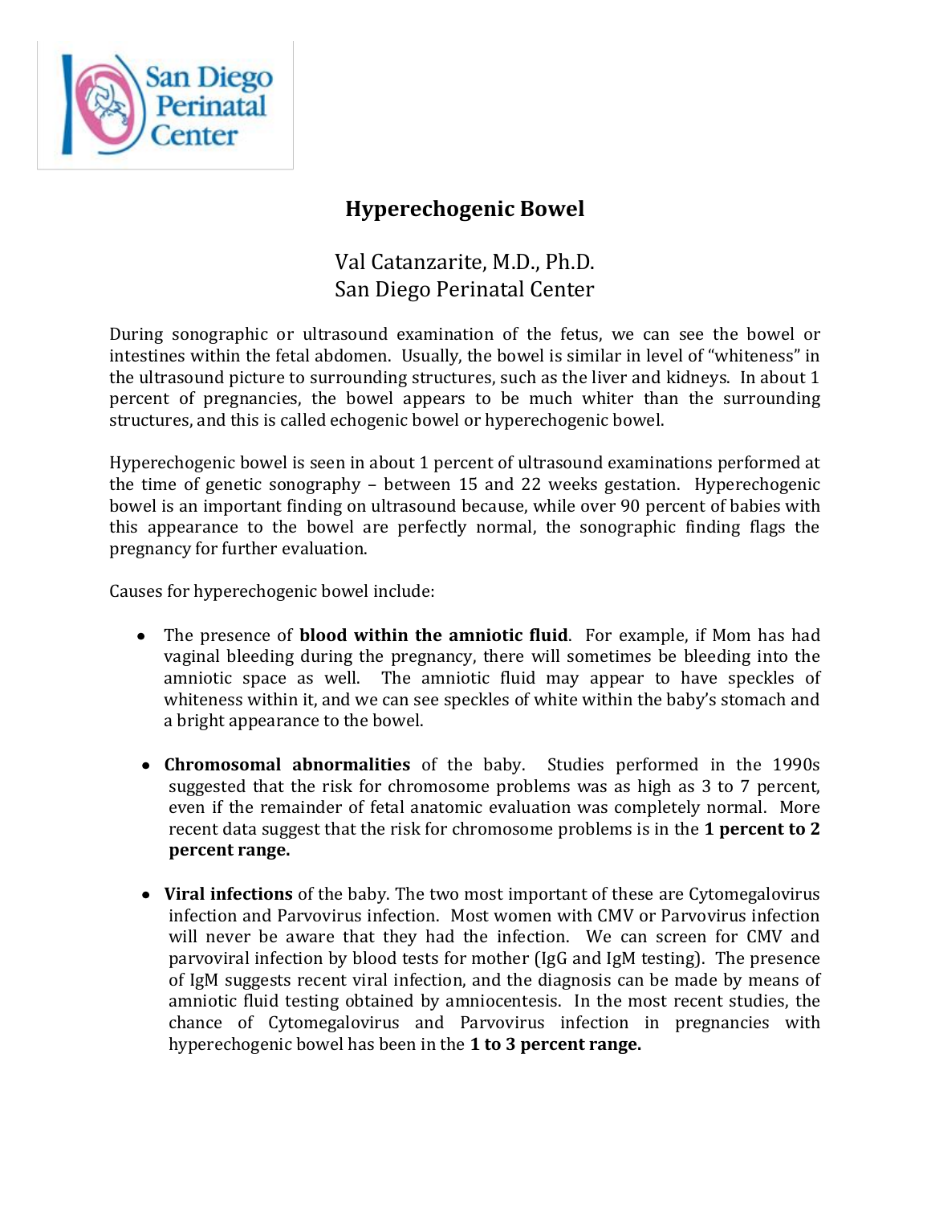# Hyperechogenic Bowel

Val Catanzarite, M.D., Ph.D.
San Diego Perinatal Center

During sonographic or ultrasound examination of the fetus, we can see the bowel or intestines within the fetal abdomen. Usually, the bowel is similar in level of "whiteness" in the ultrasound picture to surrounding structures, such as the liver and kidneys. In about 1 percent of pregnancies, the bowel appears to be much whiter than the surrounding structures, and this is called echogenic bowel or hyperechogenic bowel.

Hyperechogenic bowel is seen in about 1 percent of ultrasound examinations performed at the time of genetic sonography – between 15 and 22 weeks gestation. Hyperechogenic bowel is an important finding on ultrasound because, while over 90 percent of babies with this appearance to the bowel are perfectly normal, the sonographic finding flags the pregnancy for further evaluation.

Causes for hyperechogenic bowel include:

- The presence of **blood within the amniotic fluid**. For example, if Mom has had vaginal bleeding during the pregnancy, there will sometimes be bleeding into the amniotic space as well. The amniotic fluid may appear to have speckles of whiteness within it, and we can see speckles of white within the baby's stomach and a bright appearance to the bowel.

- **Chromosomal abnormalities** of the baby. Studies performed in the 1990s suggested that the risk for chromosome problems was as high as 3 to 7 percent, even if the remainder of fetal anatomic evaluation was completely normal. More recent data suggest that the risk for chromosome problems is in the **1 percent to 2 percent range.**

- **Viral infections** of the baby. The two most important of these are Cytomegalovirus infection and Parvovirus infection. Most women with CMV or Parvovirus infection will never be aware that they had the infection. We can screen for CMV and parvoviral infection by blood tests for mother (IgG and IgM testing). The presence of IgM suggests recent viral infection, and the diagnosis can be made by means of amniotic fluid testing obtained by amniocentesis. In the most recent studies, the chance of Cytomegalovirus and Parvovirus infection in pregnancies with hyperechogenic bowel has been in the **1 to 3 percent range.**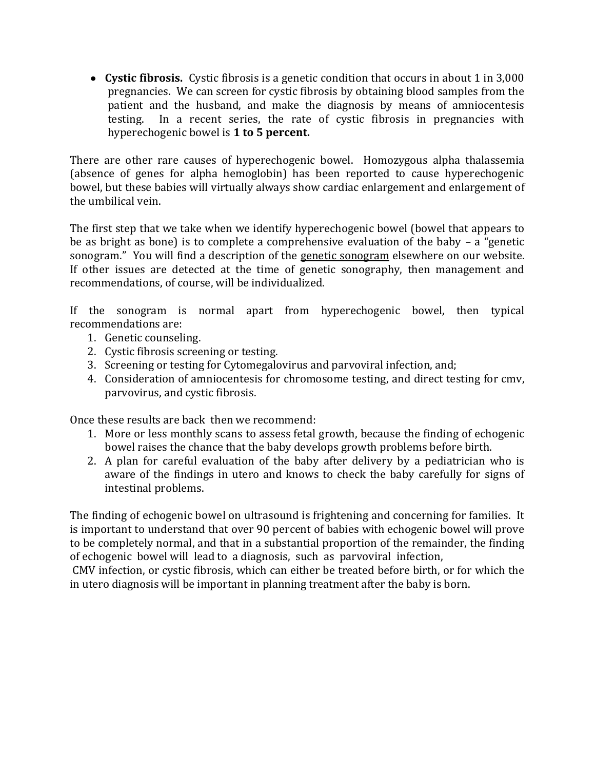- **Cystic fibrosis.** Cystic fibrosis is a genetic condition that occurs in about 1 in 3,000 pregnancies. We can screen for cystic fibrosis by obtaining blood samples from the patient and the husband, and make the diagnosis by means of amniocentesis testing. In a recent series, the rate of cystic fibrosis in pregnancies with hyperechogenic bowel is **1 to 5 percent.**

There are other rare causes of hyperechogenic bowel. Homozygous alpha thalassemia (absence of genes for alpha hemoglobin) has been reported to cause hyperechogenic bowel, but these babies will virtually always show cardiac enlargement and enlargement of the umbilical vein.

The first step that we take when we identify hyperechogenic bowel (bowel that appears to be as bright as bone) is to complete a comprehensive evaluation of the baby – a "genetic sonogram." You will find a description of the genetic sonogram elsewhere on our website. If other issues are detected at the time of genetic sonography, then management and recommendations, of course, will be individualized.

If the sonogram is normal apart from hyperechogenic bowel, then typical recommendations are:

1. Genetic counseling.
2. Cystic fibrosis screening or testing.
3. Screening or testing for Cytomegalovirus and parvoviral infection, and;
4. Consideration of amniocentesis for chromosome testing, and direct testing for cmv, parvovirus, and cystic fibrosis.

Once these results are back then we recommend:

1. More or less monthly scans to assess fetal growth, because the finding of echogenic bowel raises the chance that the baby develops growth problems before birth.
2. A plan for careful evaluation of the baby after delivery by a pediatrician who is aware of the findings in utero and knows to check the baby carefully for signs of intestinal problems.

The finding of echogenic bowel on ultrasound is frightening and concerning for families. It is important to understand that over 90 percent of babies with echogenic bowel will prove to be completely normal, and that in a substantial proportion of the remainder, the finding of echogenic bowel will lead to a diagnosis, such as parvoviral infection, CMV infection, or cystic fibrosis, which can either be treated before birth, or for which the in utero diagnosis will be important in planning treatment after the baby is born.